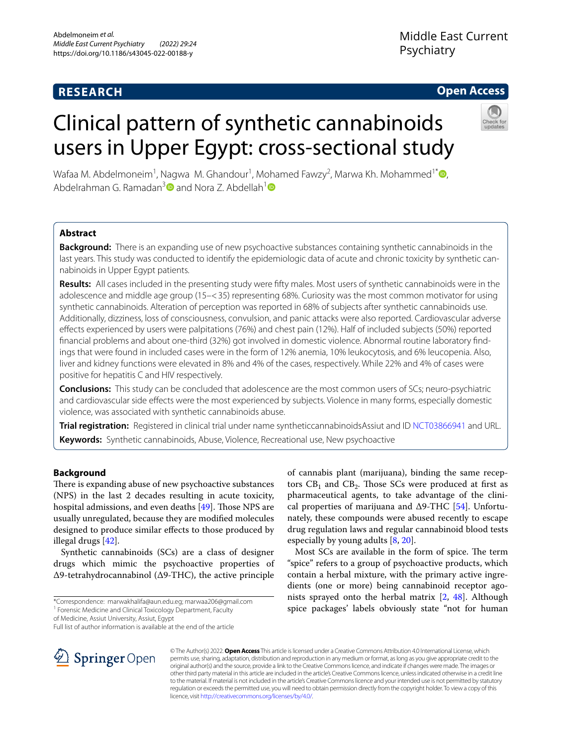RESEARCH

Open Access

# Clinical pattern of synthetic cannabinoids users in Upper Egypt: cross-sectional study

Wafaa M. Abdelmoneim[1], Nagwa M. Ghandour[1], Mohamed Fawzy[2], Marwa Kh. Mohammed[1*], Abdelrahman G. Ramadan[3] and Nora Z. Abdellah[1]

## Abstract

**Background:** There is an expanding use of new psychoactive substances containing synthetic cannabinoids in the last years. This study was conducted to identify the epidemiologic data of acute and chronic toxicity by synthetic cannabinoids in Upper Egypt patients.

**Results:** All cases included in the presenting study were fifty males. Most users of synthetic cannabinoids were in the adolescence and middle age group (15–<35) representing 68%. Curiosity was the most common motivator for using synthetic cannabinoids. Alteration of perception was reported in 68% of subjects after synthetic cannabinoids use. Additionally, dizziness, loss of consciousness, convulsion, and panic attacks were also reported. Cardiovascular adverse effects experienced by users were palpitations (76%) and chest pain (12%). Half of included subjects (50%) reported financial problems and about one-third (32%) got involved in domestic violence. Abnormal routine laboratory findings that were found in included cases were in the form of 12% anemia, 10% leukocytosis, and 6% leucopenia. Also, liver and kidney functions were elevated in 8% and 4% of the cases, respectively. While 22% and 4% of cases were positive for hepatitis C and HIV respectively.

**Conclusions:** This study can be concluded that adolescence are the most common users of SCs; neuro-psychiatric and cardiovascular side effects were the most experienced by subjects. Violence in many forms, especially domestic violence, was associated with synthetic cannabinoids abuse.

**Trial registration:** Registered in clinical trial under name syntheticcannabinoidsAssiut and ID NCT03866941 and URL.

**Keywords:** Synthetic cannabinoids, Abuse, Violence, Recreational use, New psychoactive

## Background

There is expanding abuse of new psychoactive substances (NPS) in the last 2 decades resulting in acute toxicity, hospital admissions, and even deaths [49]. Those NPS are usually unregulated, because they are modified molecules designed to produce similar effects to those produced by illegal drugs [42].

Synthetic cannabinoids (SCs) are a class of designer drugs which mimic the psychoactive properties of Δ9-tetrahydrocannabinol (Δ9-THC), the active principle of cannabis plant (marijuana), binding the same receptors $CB_1$ and $CB_2$. Those SCs were produced at first as pharmaceutical agents, to take advantage of the clinical properties of marijuana and Δ9-THC [54]. Unfortunately, these compounds were abused recently to escape drug regulation laws and regular cannabinoid blood tests especially by young adults [8, 20].

Most SCs are available in the form of spice. The term "spice" refers to a group of psychoactive products, which contain a herbal mixture, with the primary active ingredients (one or more) being cannabinoid receptor agonists sprayed onto the herbal matrix [2, 48]. Although spice packages' labels obviously state "not for human

*Correspondence: marwakhalifa@aun.edu.eg; marwaa206@gmail.com

[1] Forensic Medicine and Clinical Toxicology Department, Faculty of Medicine, Assiut University, Assiut, Egypt

Full list of author information is available at the end of the article

© The Author(s) 2022. **Open Access** This article is licensed under a Creative Commons Attribution 4.0 International License, which permits use, sharing, adaptation, distribution and reproduction in any medium or format, as long as you give appropriate credit to the original author(s) and the source, provide a link to the Creative Commons licence, and indicate if changes were made. The images or other third party material in this article are included in the article's Creative Commons licence, unless indicated otherwise in a credit line to the material. If material is not included in the article's Creative Commons licence and your intended use is not permitted by statutory regulation or exceeds the permitted use, you will need to obtain permission directly from the copyright holder. To view a copy of this licence, visit http://creativecommons.org/licenses/by/4.0/.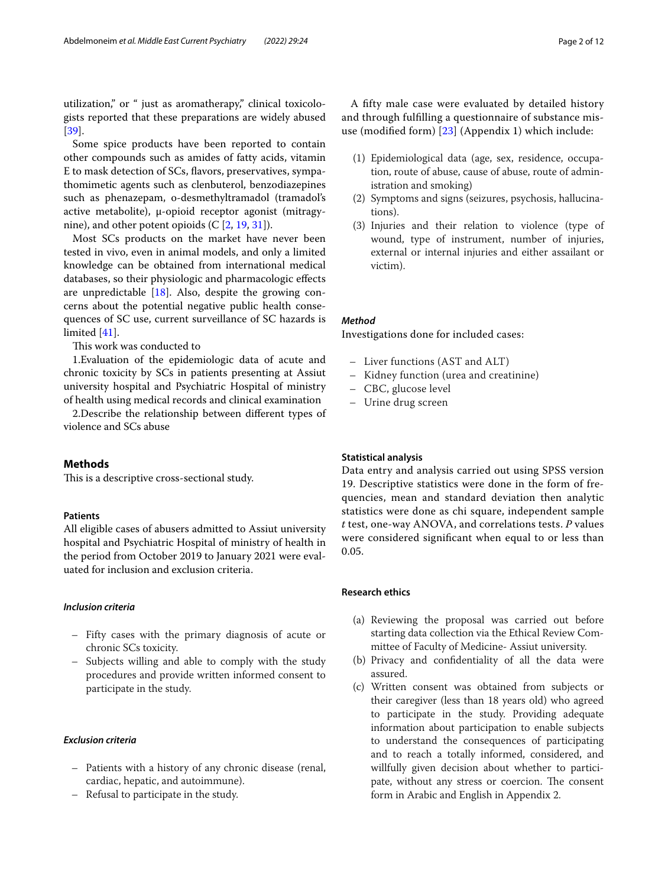utilization," or " just as aromatherapy," clinical toxicologists reported that these preparations are widely abused [39].

Some spice products have been reported to contain other compounds such as amides of fatty acids, vitamin E to mask detection of SCs, flavors, preservatives, sympathomimetic agents such as clenbuterol, benzodiazepines such as phenazepam, o-desmethyltramadol (tramadol's active metabolite), μ-opioid receptor agonist (mitragynine), and other potent opioids (C [2, 19, 31]).

Most SCs products on the market have never been tested in vivo, even in animal models, and only a limited knowledge can be obtained from international medical databases, so their physiologic and pharmacologic effects are unpredictable [18]. Also, despite the growing concerns about the potential negative public health consequences of SC use, current surveillance of SC hazards is limited [41].

This work was conducted to

1.Evaluation of the epidemiologic data of acute and chronic toxicity by SCs in patients presenting at Assiut university hospital and Psychiatric Hospital of ministry of health using medical records and clinical examination

2.Describe the relationship between different types of violence and SCs abuse

## Methods

This is a descriptive cross-sectional study.

### Patients

All eligible cases of abusers admitted to Assiut university hospital and Psychiatric Hospital of ministry of health in the period from October 2019 to January 2021 were evaluated for inclusion and exclusion criteria.

#### *Inclusion criteria*

- Fifty cases with the primary diagnosis of acute or chronic SCs toxicity.
- Subjects willing and able to comply with the study procedures and provide written informed consent to participate in the study.

#### *Exclusion criteria*

- Patients with a history of any chronic disease (renal, cardiac, hepatic, and autoimmune).
- Refusal to participate in the study.

A fifty male case were evaluated by detailed history and through fulfilling a questionnaire of substance misuse (modified form) [23] (Appendix 1) which include:

(1) Epidemiological data (age, sex, residence, occupation, route of abuse, cause of abuse, route of administration and smoking)
(2) Symptoms and signs (seizures, psychosis, hallucinations).
(3) Injuries and their relation to violence (type of wound, type of instrument, number of injuries, external or internal injuries and either assailant or victim).

#### *Method*

Investigations done for included cases:

- Liver functions (AST and ALT)
- Kidney function (urea and creatinine)
- CBC, glucose level
- Urine drug screen

### Statistical analysis

Data entry and analysis carried out using SPSS version 19. Descriptive statistics were done in the form of frequencies, mean and standard deviation then analytic statistics were done as chi square, independent sample *t* test, one-way ANOVA, and correlations tests. *P* values were considered significant when equal to or less than 0.05.

### Research ethics

(a) Reviewing the proposal was carried out before starting data collection via the Ethical Review Committee of Faculty of Medicine- Assiut university.
(b) Privacy and confidentiality of all the data were assured.
(c) Written consent was obtained from subjects or their caregiver (less than 18 years old) who agreed to participate in the study. Providing adequate information about participation to enable subjects to understand the consequences of participating and to reach a totally informed, considered, and willfully given decision about whether to participate, without any stress or coercion. The consent form in Arabic and English in Appendix 2.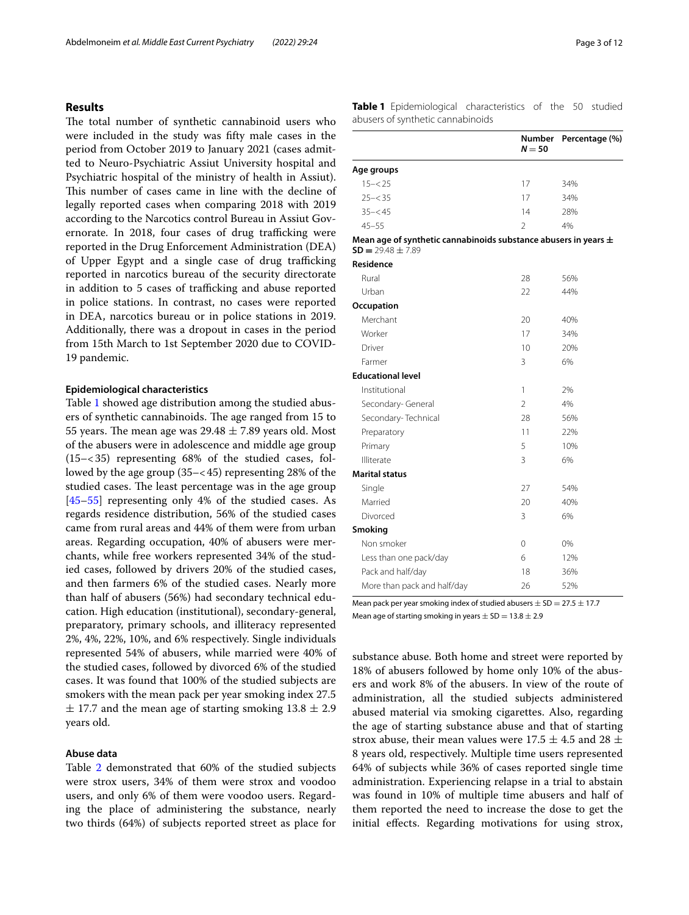## Results

The total number of synthetic cannabinoid users who were included in the study was fifty male cases in the period from October 2019 to January 2021 (cases admitted to Neuro-Psychiatric Assiut University hospital and Psychiatric hospital of the ministry of health in Assiut). This number of cases came in line with the decline of legally reported cases when comparing 2018 with 2019 according to the Narcotics control Bureau in Assiut Governorate. In 2018, four cases of drug trafficking were reported in the Drug Enforcement Administration (DEA) of Upper Egypt and a single case of drug trafficking reported in narcotics bureau of the security directorate in addition to 5 cases of trafficking and abuse reported in police stations. In contrast, no cases were reported in DEA, narcotics bureau or in police stations in 2019. Additionally, there was a dropout in cases in the period from 15th March to 1st September 2020 due to COVID-19 pandemic.

### Epidemiological characteristics

Table 1 showed age distribution among the studied abusers of synthetic cannabinoids. The age ranged from 15 to 55 years. The mean age was 29.48 ± 7.89 years old. Most of the abusers were in adolescence and middle age group (15−<35) representing 68% of the studied cases, followed by the age group (35−<45) representing 28% of the studied cases. The least percentage was in the age group [45–55] representing only 4% of the studied cases. As regards residence distribution, 56% of the studied cases came from rural areas and 44% of them were from urban areas. Regarding occupation, 40% of abusers were merchants, while free workers represented 34% of the studied cases, followed by drivers 20% of the studied cases, and then farmers 6% of the studied cases. Nearly more than half of abusers (56%) had secondary technical education. High education (institutional), secondary-general, preparatory, primary schools, and illiteracy represented 2%, 4%, 22%, 10%, and 6% respectively. Single individuals represented 54% of abusers, while married were 40% of the studied cases, followed by divorced 6% of the studied cases. It was found that 100% of the studied subjects are smokers with the mean pack per year smoking index 27.5 ± 17.7 and the mean age of starting smoking 13.8 ± 2.9 years old.

**Table 1** Epidemiological characteristics of the 50 studied abusers of synthetic cannabinoids

| | Number $N = 50$ | Percentage (%) |
|---|---|---|
| **Age groups** | | |
| 15−<25 | 17 | 34% |
| 25−<35 | 17 | 34% |
| 35−<45 | 14 | 28% |
| 45–55 | 2 | 4% |
| **Mean age of synthetic cannabinoids substance abusers in years ± SD =** 29.48 ± 7.89 | | |
| **Residence** | | |
| Rural | 28 | 56% |
| Urban | 22 | 44% |
| **Occupation** | | |
| Merchant | 20 | 40% |
| Worker | 17 | 34% |
| Driver | 10 | 20% |
| Farmer | 3 | 6% |
| **Educational level** | | |
| Institutional | 1 | 2% |
| Secondary- General | 2 | 4% |
| Secondary- Technical | 28 | 56% |
| Preparatory | 11 | 22% |
| Primary | 5 | 10% |
| Illiterate | 3 | 6% |
| **Marital status** | | |
| Single | 27 | 54% |
| Married | 20 | 40% |
| Divorced | 3 | 6% |
| **Smoking** | | |
| Non smoker | 0 | 0% |
| Less than one pack/day | 6 | 12% |
| Pack and half/day | 18 | 36% |
| More than pack and half/day | 26 | 52% |

Mean pack per year smoking index of studied abusers ± SD = 27.5 ± 17.7

Mean age of starting smoking in years ± SD = 13.8 ± 2.9

### Abuse data

Table 2 demonstrated that 60% of the studied subjects were strox users, 34% of them were strox and voodoo users, and only 6% of them were voodoo users. Regarding the place of administering the substance, nearly two thirds (64%) of subjects reported street as place for substance abuse. Both home and street were reported by 18% of abusers followed by home only 10% of the abusers and work 8% of the abusers. In view of the route of administration, all the studied subjects administered abused material via smoking cigarettes. Also, regarding the age of starting substance abuse and that of starting strox abuse, their mean values were 17.5 ± 4.5 and 28 ± 8 years old, respectively. Multiple time users represented 64% of subjects while 36% of cases reported single time administration. Experiencing relapse in a trial to abstain was found in 10% of multiple time abusers and half of them reported the need to increase the dose to get the initial effects. Regarding motivations for using strox,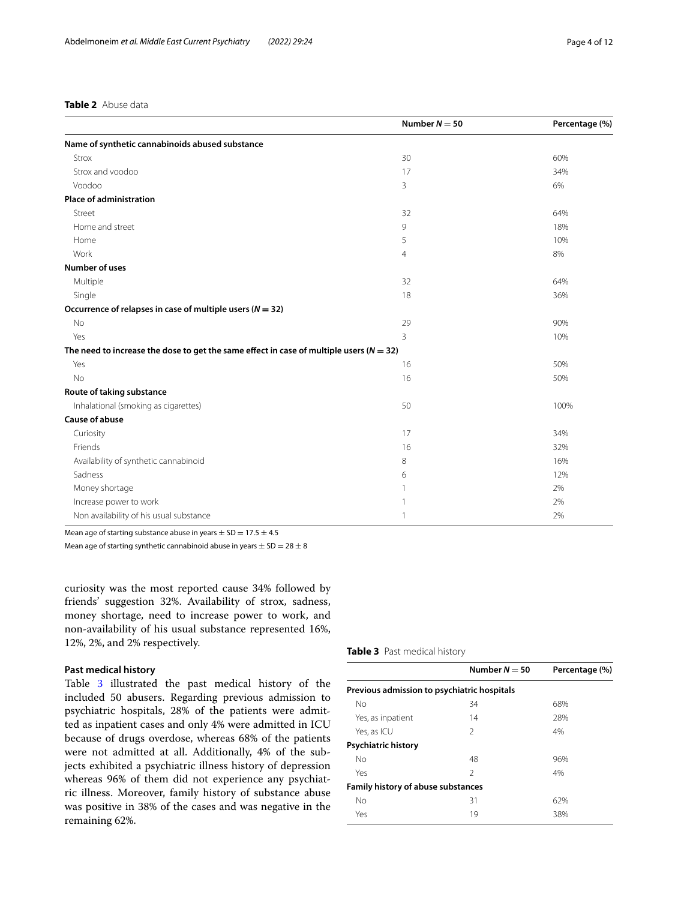**Table 2** Abuse data

| | Number $N = 50$ | Percentage (%) |
|---|---|---|
| **Name of synthetic cannabinoids abused substance** | | |
| Strox | 30 | 60% |
| Strox and voodoo | 17 | 34% |
| Voodoo | 3 | 6% |
| **Place of administration** | | |
| Street | 32 | 64% |
| Home and street | 9 | 18% |
| Home | 5 | 10% |
| Work | 4 | 8% |
| **Number of uses** | | |
| Multiple | 32 | 64% |
| Single | 18 | 36% |
| **Occurrence of relapses in case of multiple users ($N = 32$)** | | |
| No | 29 | 90% |
| Yes | 3 | 10% |
| **The need to increase the dose to get the same effect in case of multiple users ($N = 32$)** | | |
| Yes | 16 | 50% |
| No | 16 | 50% |
| **Route of taking substance** | | |
| Inhalational (smoking as cigarettes) | 50 | 100% |
| **Cause of abuse** | | |
| Curiosity | 17 | 34% |
| Friends | 16 | 32% |
| Availability of synthetic cannabinoid | 8 | 16% |
| Sadness | 6 | 12% |
| Money shortage | 1 | 2% |
| Increase power to work | 1 | 2% |
| Non availability of his usual substance | 1 | 2% |

Mean age of starting substance abuse in years $\pm$ SD = 17.5 $\pm$ 4.5

Mean age of starting synthetic cannabinoid abuse in years $\pm$ SD = 28 $\pm$ 8

curiosity was the most reported cause 34% followed by friends' suggestion 32%. Availability of strox, sadness, money shortage, need to increase power to work, and non-availability of his usual substance represented 16%, 12%, 2%, and 2% respectively.

### Past medical history

Table 3 illustrated the past medical history of the included 50 abusers. Regarding previous admission to psychiatric hospitals, 28% of the patients were admitted as inpatient cases and only 4% were admitted in ICU because of drugs overdose, whereas 68% of the patients were not admitted at all. Additionally, 4% of the subjects exhibited a psychiatric illness history of depression whereas 96% of them did not experience any psychiatric illness. Moreover, family history of substance abuse was positive in 38% of the cases and was negative in the remaining 62%.

**Table 3** Past medical history

| | Number $N = 50$ | Percentage (%) |
|---|---|---|
| **Previous admission to psychiatric hospitals** | | |
| No | 34 | 68% |
| Yes, as inpatient | 14 | 28% |
| Yes, as ICU | 2 | 4% |
| **Psychiatric history** | | |
| No | 48 | 96% |
| Yes | 2 | 4% |
| **Family history of abuse substances** | | |
| No | 31 | 62% |
| Yes | 19 | 38% |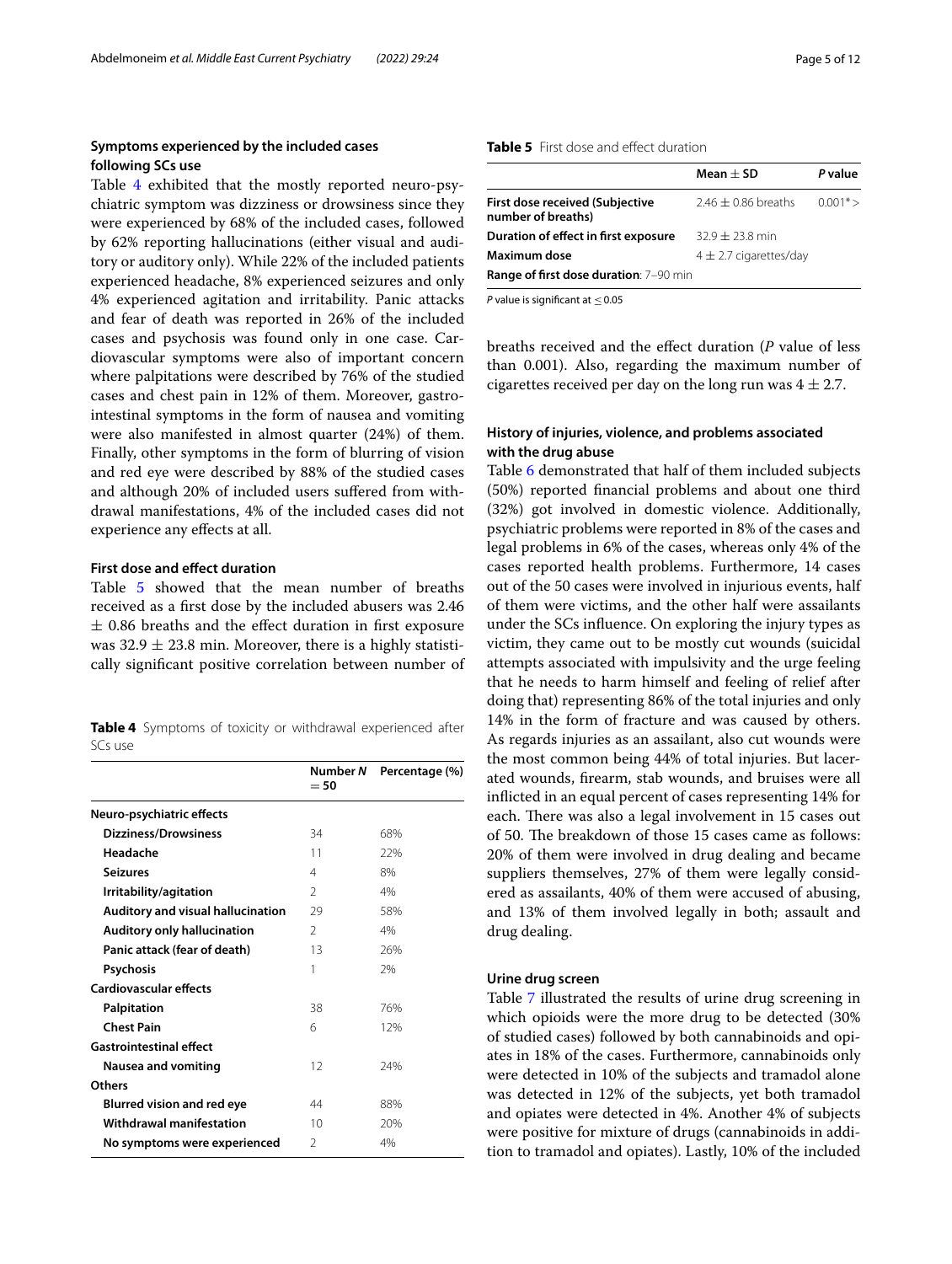### Symptoms experienced by the included cases following SCs use

Table 4 exhibited that the mostly reported neuro-psychiatric symptom was dizziness or drowsiness since they were experienced by 68% of the included cases, followed by 62% reporting hallucinations (either visual and auditory or auditory only). While 22% of the included patients experienced headache, 8% experienced seizures and only 4% experienced agitation and irritability. Panic attacks and fear of death was reported in 26% of the included cases and psychosis was found only in one case. Cardiovascular symptoms were also of important concern where palpitations were described by 76% of the studied cases and chest pain in 12% of them. Moreover, gastrointestinal symptoms in the form of nausea and vomiting were also manifested in almost quarter (24%) of them. Finally, other symptoms in the form of blurring of vision and red eye were described by 88% of the studied cases and although 20% of included users suffered from withdrawal manifestations, 4% of the included cases did not experience any effects at all.

### First dose and effect duration

Table 5 showed that the mean number of breaths received as a first dose by the included abusers was 2.46 ± 0.86 breaths and the effect duration in first exposure was 32.9 ± 23.8 min. Moreover, there is a highly statistically significant positive correlation between number of breaths received and the effect duration (*P* value of less than 0.001). Also, regarding the maximum number of cigarettes received per day on the long run was 4 ± 2.7.

**Table 4** Symptoms of toxicity or withdrawal experienced after SCs use

| | Number *N* = 50 | Percentage (%) |
|---|---|---|
| **Neuro-psychiatric effects** | | |
| **Dizziness/Drowsiness** | 34 | 68% |
| **Headache** | 11 | 22% |
| **Seizures** | 4 | 8% |
| **Irritability/agitation** | 2 | 4% |
| **Auditory and visual hallucination** | 29 | 58% |
| **Auditory only hallucination** | 2 | 4% |
| **Panic attack (fear of death)** | 13 | 26% |
| **Psychosis** | 1 | 2% |
| **Cardiovascular effects** | | |
| **Palpitation** | 38 | 76% |
| **Chest Pain** | 6 | 12% |
| **Gastrointestinal effect** | | |
| **Nausea and vomiting** | 12 | 24% |
| **Others** | | |
| **Blurred vision and red eye** | 44 | 88% |
| **Withdrawal manifestation** | 10 | 20% |
| **No symptoms were experienced** | 2 | 4% |

**Table 5** First dose and effect duration

| | Mean ± SD | *P* value |
|---|---|---|
| **First dose received (Subjective number of breaths)** | 2.46 ± 0.86 breaths | 0.001*> |
| **Duration of effect in first exposure** | 32.9 ± 23.8 min | |
| **Maximum dose** | 4 ± 2.7 cigarettes/day | |
| **Range of first dose duration**: 7–90 min | | |

*P* value is significant at ≤ 0.05

### History of injuries, violence, and problems associated with the drug abuse

Table 6 demonstrated that half of them included subjects (50%) reported financial problems and about one third (32%) got involved in domestic violence. Additionally, psychiatric problems were reported in 8% of the cases and legal problems in 6% of the cases, whereas only 4% of the cases reported health problems. Furthermore, 14 cases out of the 50 cases were involved in injurious events, half of them were victims, and the other half were assailants under the SCs influence. On exploring the injury types as victim, they came out to be mostly cut wounds (suicidal attempts associated with impulsivity and the urge feeling that he needs to harm himself and feeling of relief after doing that) representing 86% of the total injuries and only 14% in the form of fracture and was caused by others. As regards injuries as an assailant, also cut wounds were the most common being 44% of total injuries. But lacerated wounds, firearm, stab wounds, and bruises were all inflicted in an equal percent of cases representing 14% for each. There was also a legal involvement in 15 cases out of 50. The breakdown of those 15 cases came as follows: 20% of them were involved in drug dealing and became suppliers themselves, 27% of them were legally considered as assailants, 40% of them were accused of abusing, and 13% of them involved legally in both; assault and drug dealing.

### Urine drug screen

Table 7 illustrated the results of urine drug screening in which opioids were the more drug to be detected (30% of studied cases) followed by both cannabinoids and opiates in 18% of the cases. Furthermore, cannabinoids only were detected in 10% of the subjects and tramadol alone was detected in 12% of the subjects, yet both tramadol and opiates were detected in 4%. Another 4% of subjects were positive for mixture of drugs (cannabinoids in addition to tramadol and opiates). Lastly, 10% of the included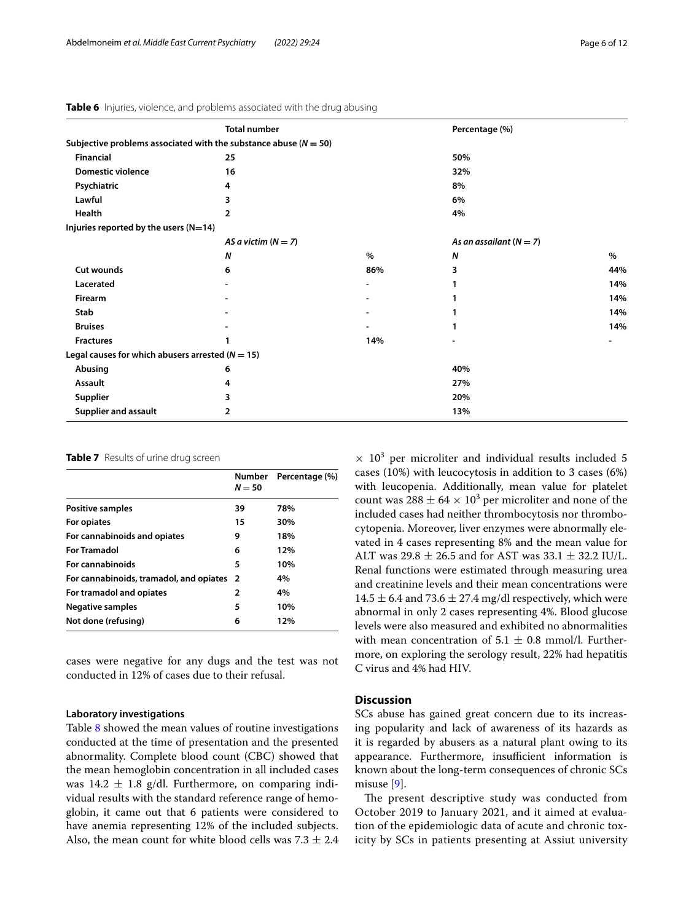**Table 6** Injuries, violence, and problems associated with the drug abusing

| | Total number | | Percentage (%) | |
|---|---|---|---|---|
| **Subjective problems associated with the substance abuse ($N = 50$)** | | | | |
| **Financial** | **25** | | **50%** | |
| **Domestic violence** | **16** | | **32%** | |
| **Psychiatric** | **4** | | **8%** | |
| **Lawful** | **3** | | **6%** | |
| **Health** | **2** | | **4%** | |
| **Injuries reported by the users (N=14)** | | | | |
| | *AS a victim ($N = 7$)* | | *As an assailant ($N = 7$)* | |
| | ***N*** | **%** | ***N*** | **%** |
| **Cut wounds** | **6** | **86%** | **3** | **44%** |
| **Lacerated** | **-** | **-** | **1** | **14%** |
| **Firearm** | **-** | **-** | **1** | **14%** |
| **Stab** | **-** | **-** | **1** | **14%** |
| **Bruises** | **-** | **-** | **1** | **14%** |
| **Fractures** | **1** | **14%** | **-** | **-** |
| **Legal causes for which abusers arrested ($N = 15$)** | | | | |
| **Abusing** | **6** | | **40%** | |
| **Assault** | **4** | | **27%** | |
| **Supplier** | **3** | | **20%** | |
| **Supplier and assault** | **2** | | **13%** | |

**Table 7** Results of urine drug screen

| | Number $N = 50$ | Percentage (%) |
|---|---|---|
| **Positive samples** | **39** | **78%** |
| **For opiates** | **15** | **30%** |
| **For cannabinoids and opiates** | **9** | **18%** |
| **For Tramadol** | **6** | **12%** |
| **For cannabinoids** | **5** | **10%** |
| **For cannabinoids, tramadol, and opiates** | **2** | **4%** |
| **For tramadol and opiates** | **2** | **4%** |
| **Negative samples** | **5** | **10%** |
| **Not done (refusing)** | **6** | **12%** |

cases were negative for any dugs and the test was not conducted in 12% of cases due to their refusal.

### Laboratory investigations

Table 8 showed the mean values of routine investigations conducted at the time of presentation and the presented abnormality. Complete blood count (CBC) showed that the mean hemoglobin concentration in all included cases was $14.2 \pm 1.8$ g/dl. Furthermore, on comparing individual results with the standard reference range of hemoglobin, it came out that 6 patients were considered to have anemia representing 12% of the included subjects. Also, the mean count for white blood cells was $7.3 \pm 2.4 \times 10^3$ per microliter and individual results included 5 cases (10%) with leucocytosis in addition to 3 cases (6%) with leucopenia. Additionally, mean value for platelet count was $288 \pm 64 \times 10^3$ per microliter and none of the included cases had neither thrombocytosis nor thrombocytopenia. Moreover, liver enzymes were abnormally elevated in 4 cases representing 8% and the mean value for ALT was $29.8 \pm 26.5$ and for AST was $33.1 \pm 32.2$ IU/L. Renal functions were estimated through measuring urea and creatinine levels and their mean concentrations were $14.5 \pm 6.4$ and $73.6 \pm 27.4$ mg/dl respectively, which were abnormal in only 2 cases representing 4%. Blood glucose levels were also measured and exhibited no abnormalities with mean concentration of $5.1 \pm 0.8$ mmol/l. Furthermore, on exploring the serology result, 22% had hepatitis C virus and 4% had HIV.

## Discussion

SCs abuse has gained great concern due to its increasing popularity and lack of awareness of its hazards as it is regarded by abusers as a natural plant owing to its appearance. Furthermore, insufficient information is known about the long-term consequences of chronic SCs misuse [9].

The present descriptive study was conducted from October 2019 to January 2021, and it aimed at evaluation of the epidemiologic data of acute and chronic toxicity by SCs in patients presenting at Assiut university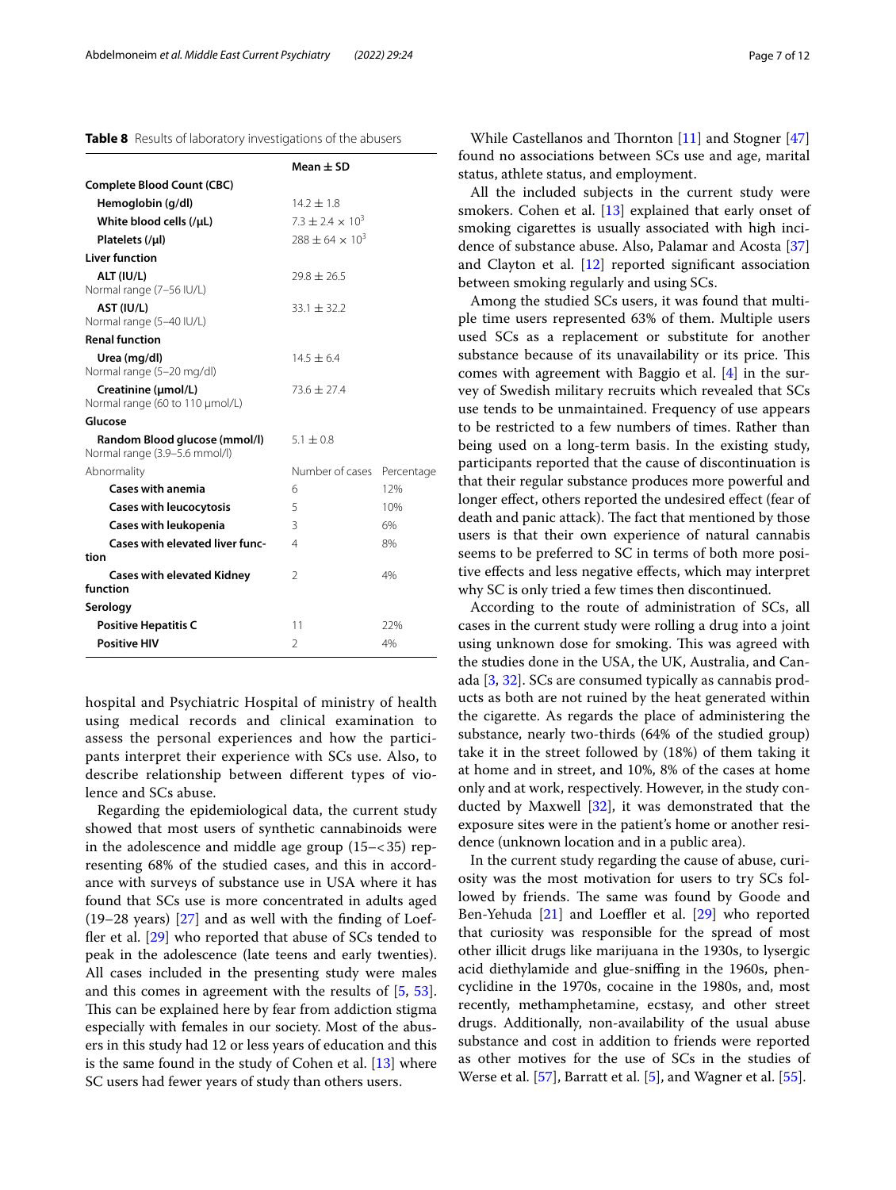**Table 8** Results of laboratory investigations of the abusers

| | Mean ± SD | |
|---|---|---|
| **Complete Blood Count (CBC)** | | |
| **Hemoglobin (g/dl)** | 14.2 ± 1.8 | |
| **White blood cells (/μL)** | 7.3 ± 2.4 × $10^3$ | |
| **Platelets (/μl)** | 288 ± 64 × $10^3$ | |
| **Liver function** | | |
| **ALT (IU/L)** Normal range (7–56 IU/L) | 29.8 ± 26.5 | |
| **AST (IU/L)** Normal range (5–40 IU/L) | 33.1 ± 32.2 | |
| **Renal function** | | |
| **Urea (mg/dl)** Normal range (5–20 mg/dl) | 14.5 ± 6.4 | |
| **Creatinine (μmol/L)** Normal range (60 to 110 μmol/L) | 73.6 ± 27.4 | |
| **Glucose** | | |
| **Random Blood glucose (mmol/l)** Normal range (3.9–5.6 mmol/l) | 5.1 ± 0.8 | |
| Abnormality | Number of cases | Percentage |
| **Cases with anemia** | 6 | 12% |
| **Cases with leucocytosis** | 5 | 10% |
| **Cases with leukopenia** | 3 | 6% |
| **Cases with elevated liver function** | 4 | 8% |
| **Cases with elevated Kidney function** | 2 | 4% |
| **Serology** | | |
| **Positive Hepatitis C** | 11 | 22% |
| **Positive HIV** | 2 | 4% |

hospital and Psychiatric Hospital of ministry of health using medical records and clinical examination to assess the personal experiences and how the participants interpret their experience with SCs use. Also, to describe relationship between different types of violence and SCs abuse.

Regarding the epidemiological data, the current study showed that most users of synthetic cannabinoids were in the adolescence and middle age group (15–< 35) representing 68% of the studied cases, and this in accordance with surveys of substance use in USA where it has found that SCs use is more concentrated in adults aged (19–28 years) [27] and as well with the finding of Loeffler et al. [29] who reported that abuse of SCs tended to peak in the adolescence (late teens and early twenties). All cases included in the presenting study were males and this comes in agreement with the results of [5, 53]. This can be explained here by fear from addiction stigma especially with females in our society. Most of the abusers in this study had 12 or less years of education and this is the same found in the study of Cohen et al. [13] where SC users had fewer years of study than others users.

While Castellanos and Thornton [11] and Stogner [47] found no associations between SCs use and age, marital status, athlete status, and employment.

All the included subjects in the current study were smokers. Cohen et al. [13] explained that early onset of smoking cigarettes is usually associated with high incidence of substance abuse. Also, Palamar and Acosta [37] and Clayton et al. [12] reported significant association between smoking regularly and using SCs.

Among the studied SCs users, it was found that multiple time users represented 63% of them. Multiple users used SCs as a replacement or substitute for another substance because of its unavailability or its price. This comes with agreement with Baggio et al. [4] in the survey of Swedish military recruits which revealed that SCs use tends to be unmaintained. Frequency of use appears to be restricted to a few numbers of times. Rather than being used on a long-term basis. In the existing study, participants reported that the cause of discontinuation is that their regular substance produces more powerful and longer effect, others reported the undesired effect (fear of death and panic attack). The fact that mentioned by those users is that their own experience of natural cannabis seems to be preferred to SC in terms of both more positive effects and less negative effects, which may interpret why SC is only tried a few times then discontinued.

According to the route of administration of SCs, all cases in the current study were rolling a drug into a joint using unknown dose for smoking. This was agreed with the studies done in the USA, the UK, Australia, and Canada [3, 32]. SCs are consumed typically as cannabis products as both are not ruined by the heat generated within the cigarette. As regards the place of administering the substance, nearly two-thirds (64% of the studied group) take it in the street followed by (18%) of them taking it at home and in street, and 10%, 8% of the cases at home only and at work, respectively. However, in the study conducted by Maxwell [32], it was demonstrated that the exposure sites were in the patient's home or another residence (unknown location and in a public area).

In the current study regarding the cause of abuse, curiosity was the most motivation for users to try SCs followed by friends. The same was found by Goode and Ben-Yehuda [21] and Loeffler et al. [29] who reported that curiosity was responsible for the spread of most other illicit drugs like marijuana in the 1930s, to lysergic acid diethylamide and glue-sniffing in the 1960s, phencyclidine in the 1970s, cocaine in the 1980s, and, most recently, methamphetamine, ecstasy, and other street drugs. Additionally, non-availability of the usual abuse substance and cost in addition to friends were reported as other motives for the use of SCs in the studies of Werse et al. [57], Barratt et al. [5], and Wagner et al. [55].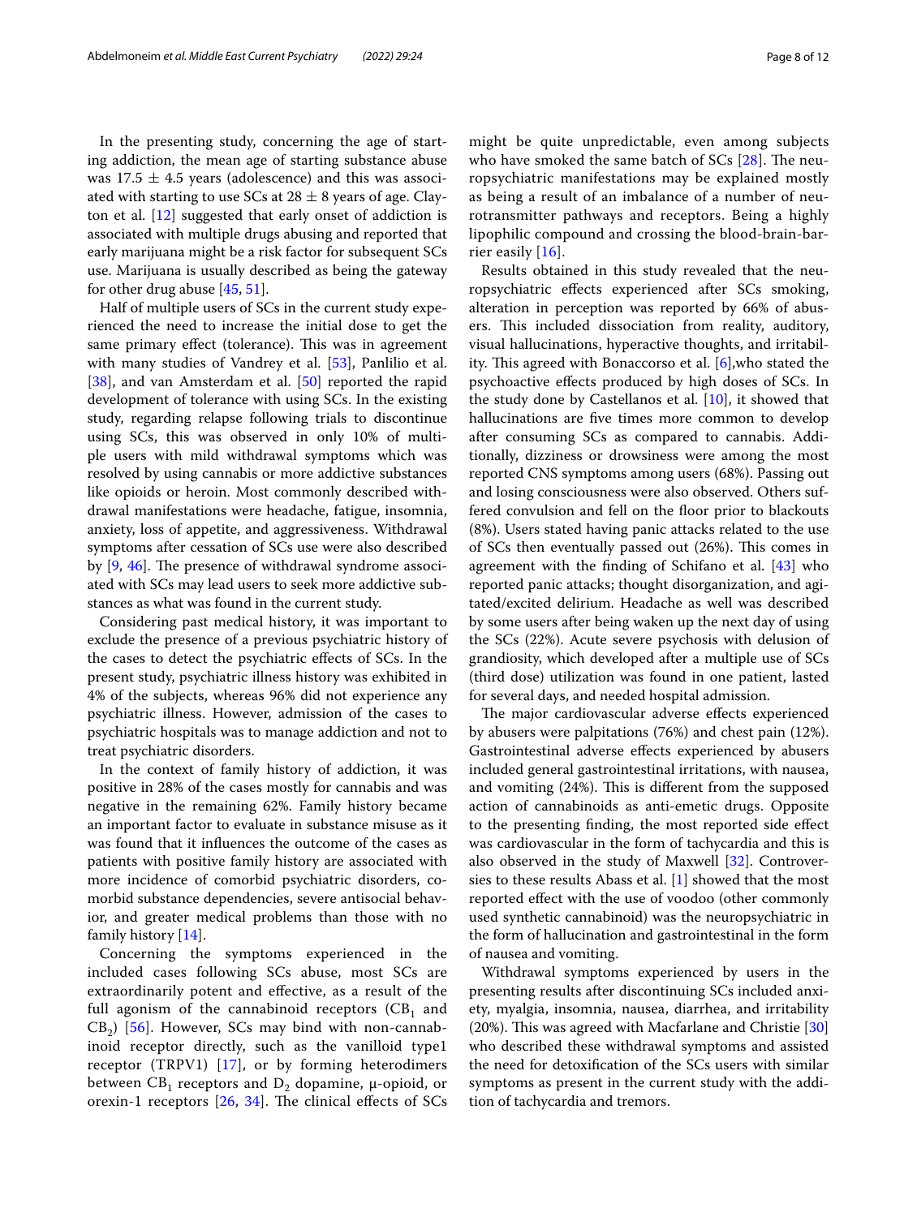In the presenting study, concerning the age of starting addiction, the mean age of starting substance abuse was 17.5 ± 4.5 years (adolescence) and this was associated with starting to use SCs at 28 ± 8 years of age. Clayton et al. [12] suggested that early onset of addiction is associated with multiple drugs abusing and reported that early marijuana might be a risk factor for subsequent SCs use. Marijuana is usually described as being the gateway for other drug abuse [45, 51].

Half of multiple users of SCs in the current study experienced the need to increase the initial dose to get the same primary effect (tolerance). This was in agreement with many studies of Vandrey et al. [53], Panlilio et al. [38], and van Amsterdam et al. [50] reported the rapid development of tolerance with using SCs. In the existing study, regarding relapse following trials to discontinue using SCs, this was observed in only 10% of multiple users with mild withdrawal symptoms which was resolved by using cannabis or more addictive substances like opioids or heroin. Most commonly described withdrawal manifestations were headache, fatigue, insomnia, anxiety, loss of appetite, and aggressiveness. Withdrawal symptoms after cessation of SCs use were also described by [9, 46]. The presence of withdrawal syndrome associated with SCs may lead users to seek more addictive substances as what was found in the current study.

Considering past medical history, it was important to exclude the presence of a previous psychiatric history of the cases to detect the psychiatric effects of SCs. In the present study, psychiatric illness history was exhibited in 4% of the subjects, whereas 96% did not experience any psychiatric illness. However, admission of the cases to psychiatric hospitals was to manage addiction and not to treat psychiatric disorders.

In the context of family history of addiction, it was positive in 28% of the cases mostly for cannabis and was negative in the remaining 62%. Family history became an important factor to evaluate in substance misuse as it was found that it influences the outcome of the cases as patients with positive family history are associated with more incidence of comorbid psychiatric disorders, comorbid substance dependencies, severe antisocial behavior, and greater medical problems than those with no family history [14].

Concerning the symptoms experienced in the included cases following SCs abuse, most SCs are extraordinarily potent and effective, as a result of the full agonism of the cannabinoid receptors ($CB_1$ and $CB_2$) [56]. However, SCs may bind with non-cannabinoid receptor directly, such as the vanilloid type1 receptor (TRPV1) [17], or by forming heterodimers between $CB_1$ receptors and $D_2$ dopamine, μ-opioid, or orexin-1 receptors [26, 34]. The clinical effects of SCs might be quite unpredictable, even among subjects who have smoked the same batch of SCs [28]. The neuropsychiatric manifestations may be explained mostly as being a result of an imbalance of a number of neurotransmitter pathways and receptors. Being a highly lipophilic compound and crossing the blood-brain-barrier easily [16].

Results obtained in this study revealed that the neuropsychiatric effects experienced after SCs smoking, alteration in perception was reported by 66% of abusers. This included dissociation from reality, auditory, visual hallucinations, hyperactive thoughts, and irritability. This agreed with Bonaccorso et al. [6],who stated the psychoactive effects produced by high doses of SCs. In the study done by Castellanos et al. [10], it showed that hallucinations are five times more common to develop after consuming SCs as compared to cannabis. Additionally, dizziness or drowsiness were among the most reported CNS symptoms among users (68%). Passing out and losing consciousness were also observed. Others suffered convulsion and fell on the floor prior to blackouts (8%). Users stated having panic attacks related to the use of SCs then eventually passed out (26%). This comes in agreement with the finding of Schifano et al. [43] who reported panic attacks; thought disorganization, and agitated/excited delirium. Headache as well was described by some users after being waken up the next day of using the SCs (22%). Acute severe psychosis with delusion of grandiosity, which developed after a multiple use of SCs (third dose) utilization was found in one patient, lasted for several days, and needed hospital admission.

The major cardiovascular adverse effects experienced by abusers were palpitations (76%) and chest pain (12%). Gastrointestinal adverse effects experienced by abusers included general gastrointestinal irritations, with nausea, and vomiting (24%). This is different from the supposed action of cannabinoids as anti-emetic drugs. Opposite to the presenting finding, the most reported side effect was cardiovascular in the form of tachycardia and this is also observed in the study of Maxwell [32]. Controversies to these results Abass et al. [1] showed that the most reported effect with the use of voodoo (other commonly used synthetic cannabinoid) was the neuropsychiatric in the form of hallucination and gastrointestinal in the form of nausea and vomiting.

Withdrawal symptoms experienced by users in the presenting results after discontinuing SCs included anxiety, myalgia, insomnia, nausea, diarrhea, and irritability (20%). This was agreed with Macfarlane and Christie [30] who described these withdrawal symptoms and assisted the need for detoxification of the SCs users with similar symptoms as present in the current study with the addition of tachycardia and tremors.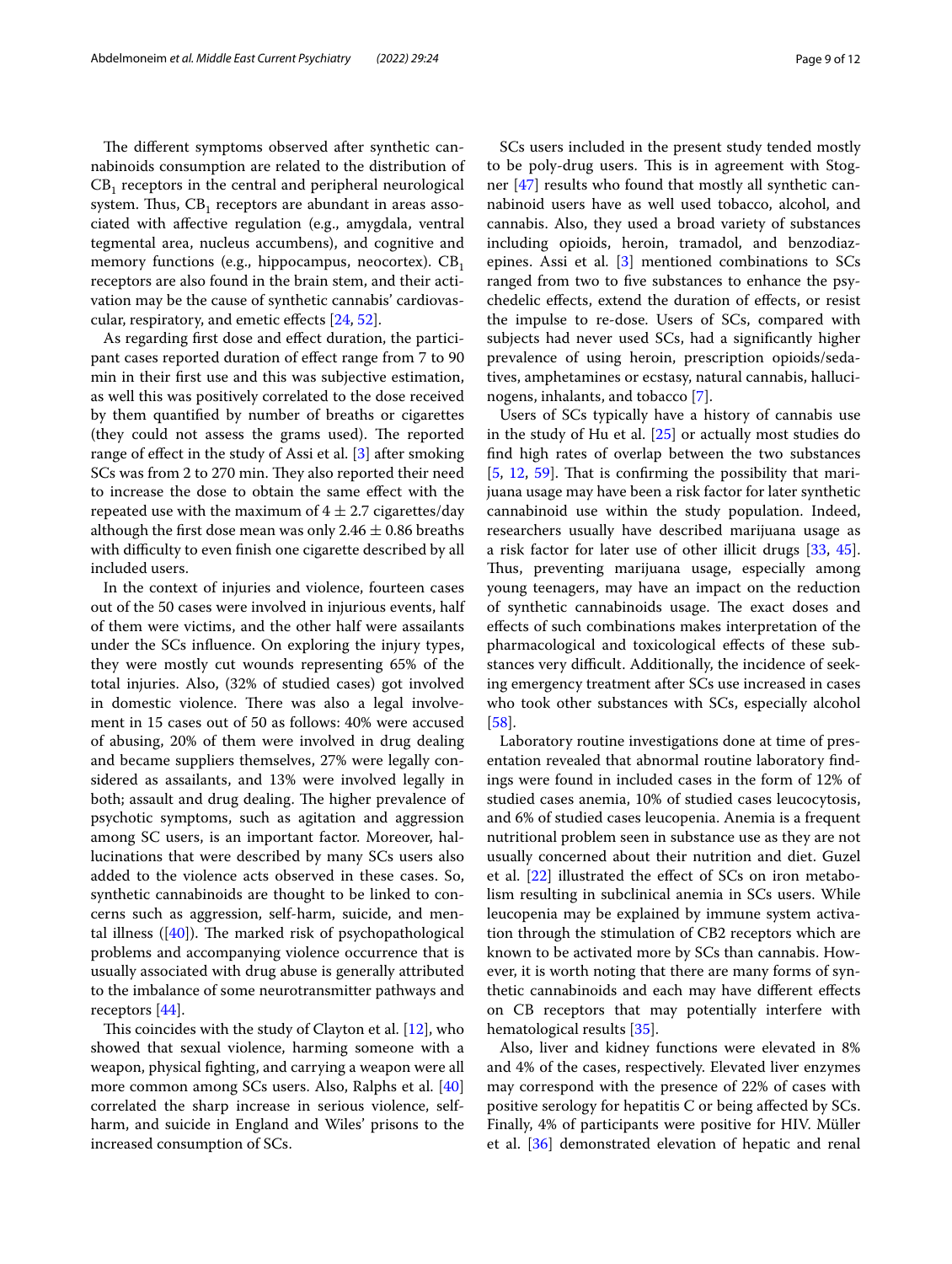The different symptoms observed after synthetic cannabinoids consumption are related to the distribution of $CB_1$ receptors in the central and peripheral neurological system. Thus, $CB_1$ receptors are abundant in areas associated with affective regulation (e.g., amygdala, ventral tegmental area, nucleus accumbens), and cognitive and memory functions (e.g., hippocampus, neocortex). $CB_1$ receptors are also found in the brain stem, and their activation may be the cause of synthetic cannabis' cardiovascular, respiratory, and emetic effects [24, 52].

As regarding first dose and effect duration, the participant cases reported duration of effect range from 7 to 90 min in their first use and this was subjective estimation, as well this was positively correlated to the dose received by them quantified by number of breaths or cigarettes (they could not assess the grams used). The reported range of effect in the study of Assi et al. [3] after smoking SCs was from 2 to 270 min. They also reported their need to increase the dose to obtain the same effect with the repeated use with the maximum of $4 \pm 2.7$ cigarettes/day although the first dose mean was only $2.46 \pm 0.86$ breaths with difficulty to even finish one cigarette described by all included users.

In the context of injuries and violence, fourteen cases out of the 50 cases were involved in injurious events, half of them were victims, and the other half were assailants under the SCs influence. On exploring the injury types, they were mostly cut wounds representing 65% of the total injuries. Also, (32% of studied cases) got involved in domestic violence. There was also a legal involvement in 15 cases out of 50 as follows: 40% were accused of abusing, 20% of them were involved in drug dealing and became suppliers themselves, 27% were legally considered as assailants, and 13% were involved legally in both; assault and drug dealing. The higher prevalence of psychotic symptoms, such as agitation and aggression among SC users, is an important factor. Moreover, hallucinations that were described by many SCs users also added to the violence acts observed in these cases. So, synthetic cannabinoids are thought to be linked to concerns such as aggression, self-harm, suicide, and mental illness ([40]). The marked risk of psychopathological problems and accompanying violence occurrence that is usually associated with drug abuse is generally attributed to the imbalance of some neurotransmitter pathways and receptors [44].

This coincides with the study of Clayton et al. [12], who showed that sexual violence, harming someone with a weapon, physical fighting, and carrying a weapon were all more common among SCs users. Also, Ralphs et al. [40] correlated the sharp increase in serious violence, self-harm, and suicide in England and Wiles' prisons to the increased consumption of SCs.

SCs users included in the present study tended mostly to be poly-drug users. This is in agreement with Stogner [47] results who found that mostly all synthetic cannabinoid users have as well used tobacco, alcohol, and cannabis. Also, they used a broad variety of substances including opioids, heroin, tramadol, and benzodiazepines. Assi et al. [3] mentioned combinations to SCs ranged from two to five substances to enhance the psychedelic effects, extend the duration of effects, or resist the impulse to re-dose. Users of SCs, compared with subjects had never used SCs, had a significantly higher prevalence of using heroin, prescription opioids/sedatives, amphetamines or ecstasy, natural cannabis, hallucinogens, inhalants, and tobacco [7].

Users of SCs typically have a history of cannabis use in the study of Hu et al. [25] or actually most studies do find high rates of overlap between the two substances [5, 12, 59]. That is confirming the possibility that marijuana usage may have been a risk factor for later synthetic cannabinoid use within the study population. Indeed, researchers usually have described marijuana usage as a risk factor for later use of other illicit drugs [33, 45]. Thus, preventing marijuana usage, especially among young teenagers, may have an impact on the reduction of synthetic cannabinoids usage. The exact doses and effects of such combinations makes interpretation of the pharmacological and toxicological effects of these substances very difficult. Additionally, the incidence of seeking emergency treatment after SCs use increased in cases who took other substances with SCs, especially alcohol [58].

Laboratory routine investigations done at time of presentation revealed that abnormal routine laboratory findings were found in included cases in the form of 12% of studied cases anemia, 10% of studied cases leucocytosis, and 6% of studied cases leucopenia. Anemia is a frequent nutritional problem seen in substance use as they are not usually concerned about their nutrition and diet. Guzel et al. [22] illustrated the effect of SCs on iron metabolism resulting in subclinical anemia in SCs users. While leucopenia may be explained by immune system activation through the stimulation of CB2 receptors which are known to be activated more by SCs than cannabis. However, it is worth noting that there are many forms of synthetic cannabinoids and each may have different effects on CB receptors that may potentially interfere with hematological results [35].

Also, liver and kidney functions were elevated in 8% and 4% of the cases, respectively. Elevated liver enzymes may correspond with the presence of 22% of cases with positive serology for hepatitis C or being affected by SCs. Finally, 4% of participants were positive for HIV. Müller et al. [36] demonstrated elevation of hepatic and renal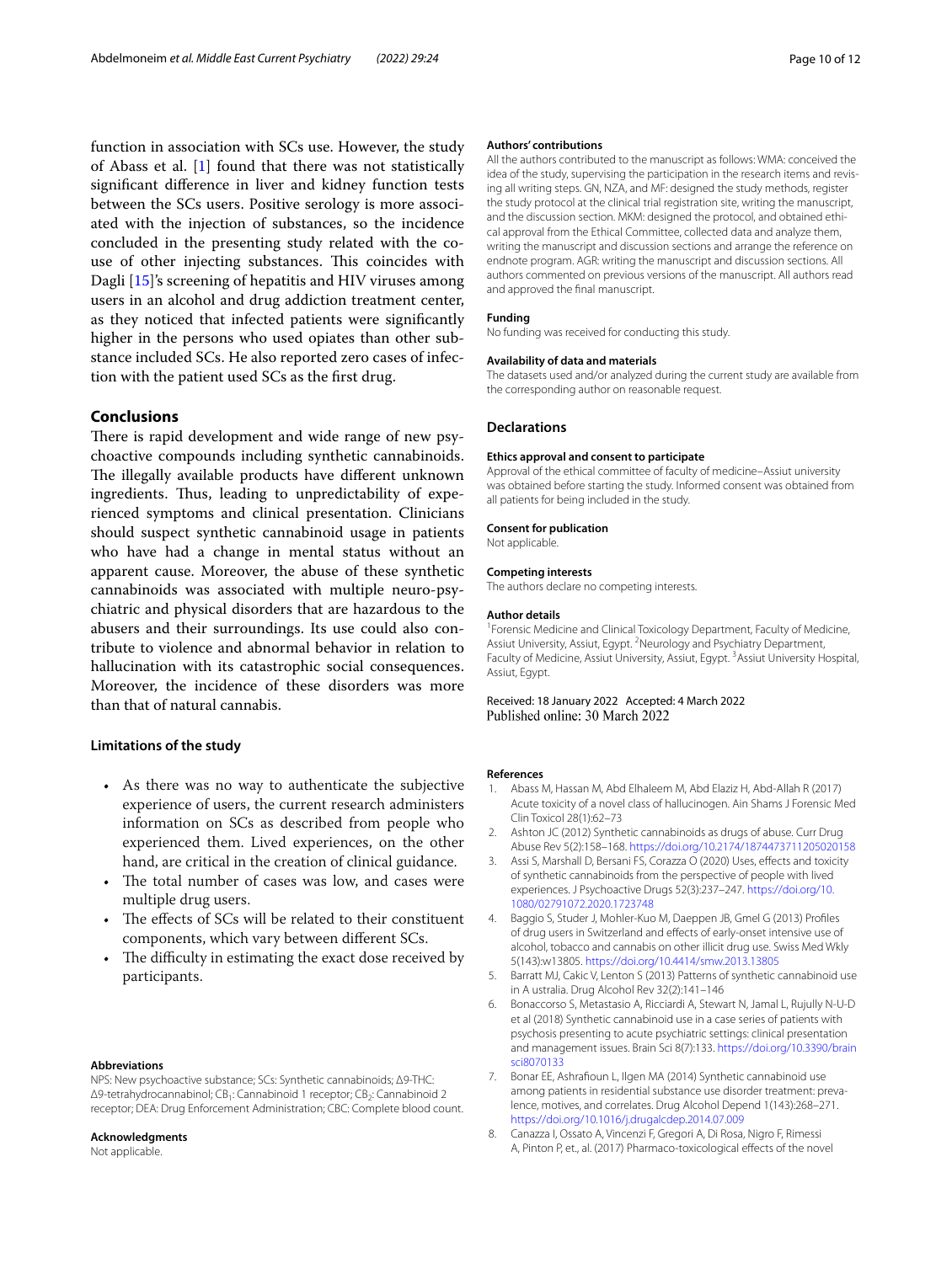function in association with SCs use. However, the study of Abass et al. [1] found that there was not statistically significant difference in liver and kidney function tests between the SCs users. Positive serology is more associated with the injection of substances, so the incidence concluded in the presenting study related with the co-use of other injecting substances. This coincides with Dagli [15]'s screening of hepatitis and HIV viruses among users in an alcohol and drug addiction treatment center, as they noticed that infected patients were significantly higher in the persons who used opiates than other substance included SCs. He also reported zero cases of infection with the patient used SCs as the first drug.

## Conclusions

There is rapid development and wide range of new psychoactive compounds including synthetic cannabinoids. The illegally available products have different unknown ingredients. Thus, leading to unpredictability of experienced symptoms and clinical presentation. Clinicians should suspect synthetic cannabinoid usage in patients who have had a change in mental status without an apparent cause. Moreover, the abuse of these synthetic cannabinoids was associated with multiple neuro-psychiatric and physical disorders that are hazardous to the abusers and their surroundings. Its use could also contribute to violence and abnormal behavior in relation to hallucination with its catastrophic social consequences. Moreover, the incidence of these disorders was more than that of natural cannabis.

### Limitations of the study

- As there was no way to authenticate the subjective experience of users, the current research administers information on SCs as described from people who experienced them. Lived experiences, on the other hand, are critical in the creation of clinical guidance.
- The total number of cases was low, and cases were multiple drug users.
- The effects of SCs will be related to their constituent components, which vary between different SCs.
- The difficulty in estimating the exact dose received by participants.

#### Abbreviations

NPS: New psychoactive substance; SCs: Synthetic cannabinoids; Δ9-THC: Δ9-tetrahydrocannabinol; $CB_1$: Cannabinoid 1 receptor; $CB_2$: Cannabinoid 2 receptor; DEA: Drug Enforcement Administration; CBC: Complete blood count.

#### Acknowledgments

Not applicable.

#### Authors' contributions

All the authors contributed to the manuscript as follows: WMA: conceived the idea of the study, supervising the participation in the research items and revising all writing steps. GN, NZA, and MF: designed the study methods, register the study protocol at the clinical trial registration site, writing the manuscript, and the discussion section. MKM: designed the protocol, and obtained ethical approval from the Ethical Committee, collected data and analyze them, writing the manuscript and discussion sections and arrange the reference on endnote program. AGR: writing the manuscript and discussion sections. All authors commented on previous versions of the manuscript. All authors read and approved the final manuscript.

#### Funding

No funding was received for conducting this study.

#### Availability of data and materials

The datasets used and/or analyzed during the current study are available from the corresponding author on reasonable request.

## Declarations

#### Ethics approval and consent to participate

Approval of the ethical committee of faculty of medicine–Assiut university was obtained before starting the study. Informed consent was obtained from all patients for being included in the study.

#### Consent for publication

Not applicable.

#### Competing interests

The authors declare no competing interests.

#### Author details

[1]Forensic Medicine and Clinical Toxicology Department, Faculty of Medicine, Assiut University, Assiut, Egypt. [2]Neurology and Psychiatry Department, Faculty of Medicine, Assiut University, Assiut, Egypt. [3]Assiut University Hospital, Assiut, Egypt.

Received: 18 January 2022 Accepted: 4 March 2022
Published online: 30 March 2022

#### References

1. Abass M, Hassan M, Abd Elhaleem M, Abd Elaziz H, Abd-Allah R (2017) Acute toxicity of a novel class of hallucinogen. Ain Shams J Forensic Med Clin Toxicol 28(1):62–73
2. Ashton JC (2012) Synthetic cannabinoids as drugs of abuse. Curr Drug Abuse Rev 5(2):158–168. https://doi.org/10.2174/1874473711205020158
3. Assi S, Marshall D, Bersani FS, Corazza O (2020) Uses, effects and toxicity of synthetic cannabinoids from the perspective of people with lived experiences. J Psychoactive Drugs 52(3):237–247. https://doi.org/10.1080/02791072.2020.1723748
4. Baggio S, Studer J, Mohler-Kuo M, Daeppen JB, Gmel G (2013) Profiles of drug users in Switzerland and effects of early-onset intensive use of alcohol, tobacco and cannabis on other illicit drug use. Swiss Med Wkly 5(143):w13805. https://doi.org/10.4414/smw.2013.13805
5. Barratt MJ, Cakic V, Lenton S (2013) Patterns of synthetic cannabinoid use in A ustralia. Drug Alcohol Rev 32(2):141–146
6. Bonaccorso S, Metastasio A, Ricciardi A, Stewart N, Jamal L, Rujully N-U-D et al (2018) Synthetic cannabinoid use in a case series of patients with psychosis presenting to acute psychiatric settings: clinical presentation and management issues. Brain Sci 8(7):133. https://doi.org/10.3390/brainsci8070133
7. Bonar EE, Ashrafioun L, Ilgen MA (2014) Synthetic cannabinoid use among patients in residential substance use disorder treatment: prevalence, motives, and correlates. Drug Alcohol Depend 1(143):268–271. https://doi.org/10.1016/j.drugalcdep.2014.07.009
8. Canazza I, Ossato A, Vincenzi F, Gregori A, Di Rosa, Nigro F, Rimessi A, Pinton P, et., al. (2017) Pharmaco-toxicological effects of the novel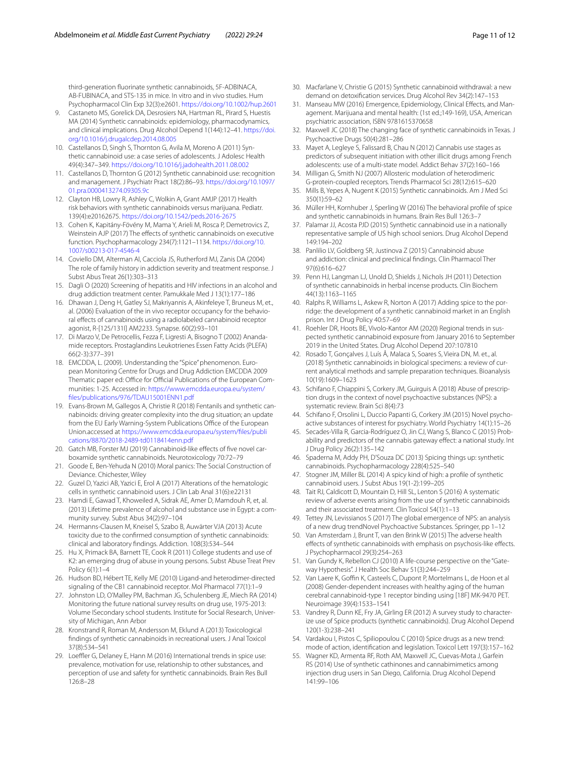third-generation fluorinate synthetic cannabinoids, 5F-ADBINACA, AB-FUBINACA, and STS-135 in mice. In vitro and in vivo studies. Hum Psychopharmacol Clin Exp 32(3):e2601. https://doi.org/10.1002/hup.2601

9. Castaneto MS, Gorelick DA, Desrosiers NA, Hartman RL, Pirard S, Huestis MA (2014) Synthetic cannabinoids: epidemiology, pharmacodynamics, and clinical implications. Drug Alcohol Depend 1(144):12–41. https://doi.org/10.1016/j.drugalcdep.2014.08.005
10. Castellanos D, Singh S, Thornton G, Avila M, Moreno A (2011) Synthetic cannabinoid use: a case series of adolescents. J Adolesc Health 49(4):347–349. https://doi.org/10.1016/j.jadohealth.2011.08.002
11. Castellanos D, Thornton G (2012) Synthetic cannabinoid use: recognition and management. J Psychiatr Pract 18(2):86–93. https://doi.org/10.1097/01.pra.0000413274.09305.9c
12. Clayton HB, Lowry R, Ashley C, Wolkin A, Grant AMJP (2017) Health risk behaviors with synthetic cannabinoids versus marijuana. Pediatr. 139(4):e20162675. https://doi.org/10.1542/peds.2016-2675
13. Cohen K, Kapitány-Fövény M, Mama Y, Arieli M, Rosca P, Demetrovics Z, Weinstein AJP (2017) The effects of synthetic cannabinoids on executive function. Psychopharmacology 234(7):1121–1134. https://doi.org/10.1007/s00213-017-4546-4
14. Coviello DM, Alterman AI, Cacciola JS, Rutherford MJ, Zanis DA (2004) The role of family history in addiction severity and treatment response. J Subst Abus Treat 26(1):303–313
15. Dagli O (2020) Screening of hepatitis and HIV infections in an alcohol and drug addiction treatment center. Pamukkale Med J 13(1):177–186
16. Dhawan J, Deng H, Gatley SJ, Makriyannis A, Akinfeleye T, Bruneus M, et., al. (2006) Evaluation of the in vivo receptor occupancy for the behavioral effects of cannabinoids using a radiolabeled cannabinoid receptor agonist, R-[125/131I] AM2233. Synapse. 60(2):93–101
17. Di Marzo V, De Petrocellis, Fezza F, Ligresti A, Bisogno T (2002) Anandamide receptors. Prostaglandins Leukotrienes Essen Fatty Acids (PLEFA) 66(2-3):377–391
18. EMCDDA, L. (2009). Understanding the "Spice" phenomenon. European Monitoring Centre for Drugs and Drug Addiction EMCDDA 2009 Thematic paper ed: Office for Official Publications of the European Communities: 1-25. Accessed in: https://www.emcdda.europa.eu/system/files/publications/976/TDAU15001ENN1.pdf
19. Evans-Brown M, Gallegos A, Christie R (2018) Fentanils and synthetic cannabinoids: driving greater complexity into the drug situation; an update from the EU Early Warning-System Publications Office of the European Union.accessed at https://www.emcdda.europa.eu/system/files/publications/8870/2018-2489-td0118414enn.pdf
20. Gatch MB, Forster MJ (2019) Cannabinoid-like effects of five novel carboxamide synthetic cannabinoids. Neurotoxicology 70:72–79
21. Goode E, Ben-Yehuda N (2010) Moral panics: The Social Construction of Deviance. Chichester, Wiley
22. Guzel D, Yazici AB, Yazici E, Erol A (2017) Alterations of the hematologic cells in synthetic cannabinoid users. J Clin Lab Anal 31(6):e22131
23. Hamdi E, Gawad T, Khoweiled A, Sidrak AE, Amer D, Mamdouh R, et, al. (2013) Lifetime prevalence of alcohol and substance use in Egypt: a community survey. Subst Abus 34(2):97–104
24. Hermanns-Clausen M, Kneisel S, Szabo B, Auwärter VJA (2013) Acute toxicity due to the confirmed consumption of synthetic cannabinoids: clinical and laboratory findings. Addiction. 108(3):534–544
25. Hu X, Primack BA, Barnett TE, Cook R (2011) College students and use of K2: an emerging drug of abuse in young persons. Subst Abuse Treat Prev Policy 6(1):1–4
26. Hudson BD, Hébert TE, Kelly ME (2010) Ligand-and heterodimer-directed signaling of the CB1 cannabinoid receptor. Mol Pharmacol 77(1):1–9
27. Johnston LD, O'Malley PM, Bachman JG, Schulenberg JE, Miech RA (2014) Monitoring the future national survey results on drug use, 1975-2013: Volume ISecondary school students. Institute for Social Research, University of Michigan, Ann Arbor
28. Kronstrand R, Roman M, Andersson M, Eklund A (2013) Toxicological findings of synthetic cannabinoids in recreational users. J Anal Toxicol 37(8):534–541
29. Loeffler G, Delaney E, Hann M (2016) International trends in spice use: prevalence, motivation for use, relationship to other substances, and perception of use and safety for synthetic cannabinoids. Brain Res Bull 126:8–28
30. Macfarlane V, Christie G (2015) Synthetic cannabinoid withdrawal: a new demand on detoxification services. Drug Alcohol Rev 34(2):147–153
31. Manseau MW (2016) Emergence, Epidemiology, Clinical Effects, and Management. Marijuana and mental health: (1st ed.;149-169), USA, American psychiatric association, ISBN 9781615370658
32. Maxwell JC (2018) The changing face of synthetic cannabinoids in Texas. J Psychoactive Drugs 50(4):281–286
33. Mayet A, Legleye S, Falissard B, Chau N (2012) Cannabis use stages as predictors of subsequent initiation with other illicit drugs among French adolescents: use of a multi-state model. Addict Behav 37(2):160–166
34. Milligan G, Smith NJ (2007) Allosteric modulation of heterodimeric G-protein-coupled receptors. Trends Pharmacol Sci 28(12):615–620
35. Mills B, Yepes A, Nugent K (2015) Synthetic cannabinoids. Am J Med Sci 350(1):59–62
36. Müller HH, Kornhuber J, Sperling W (2016) The behavioral profile of spice and synthetic cannabinoids in humans. Brain Res Bull 126:3–7
37. Palamar JJ, Acosta PJD (2015) Synthetic cannabinoid use in a nationally representative sample of US high school seniors. Drug Alcohol Depend 149:194–202
38. Panlilio LV, Goldberg SR, Justinova Z (2015) Cannabinoid abuse and addiction: clinical and preclinical findings. Clin Pharmacol Ther 97(6):616–627
39. Penn HJ, Langman LJ, Unold D, Shields J, Nichols JH (2011) Detection of synthetic cannabinoids in herbal incense products. Clin Biochem 44(13):1163–1165
40. Ralphs R, Williams L, Askew R, Norton A (2017) Adding spice to the porridge: the development of a synthetic cannabinoid market in an English prison. Int J Drug Policy 40:57–69
41. Roehler DR, Hoots BE, Vivolo-Kantor AM (2020) Regional trends in suspected synthetic cannabinoid exposure from January 2016 to September 2019 in the United States. Drug Alcohol Depend 207:107810
42. Rosado T, Gonçalves J, Luís Â, Malaca S, Soares S, Vieira DN, M. et., al. (2018) Synthetic cannabinoids in biological specimens: a review of current analytical methods and sample preparation techniques. Bioanalysis 10(19):1609–1623
43. Schifano F, Chiappini S, Corkery JM, Guirguis A (2018) Abuse of prescription drugs in the context of novel psychoactive substances (NPS): a systematic review. Brain Sci 8(4):73
44. Schifano F, Orsolini L, Duccio Papanti G, Corkery JM (2015) Novel psychoactive substances of interest for psychiatry. World Psychiatry 14(1):15–26
45. Secades-Villa R, Garcia-Rodríguez O, Jin CJ, Wang S, Blanco C (2015) Probability and predictors of the cannabis gateway effect: a national study. Int J Drug Policy 26(2):135–142
46. Spaderna M, Addy PH, D'Souza DC (2013) Spicing things up: synthetic cannabinoids. Psychopharmacology 228(4):525–540
47. Stogner JM, Miller BL (2014) A spicy kind of high: a profile of synthetic cannabinoid users. J Subst Abus 19(1-2):199–205
48. Tait RJ, Caldicott D, Mountain D, Hill SL, Lenton S (2016) A systematic review of adverse events arising from the use of synthetic cannabinoids and their associated treatment. Clin Toxicol 54(1):1–13
49. Tettey JN, Levissianos S (2017) The global emergence of NPS: an analysis of a new drug trendNovel Psychoactive Substances. Springer, pp 1–12
50. Van Amsterdam J, Brunt T, van den Brink W (2015) The adverse health effects of synthetic cannabinoids with emphasis on psychosis-like effects. J Psychopharmacol 29(3):254–263
51. Van Gundy K, Rebellon CJ (2010) A life-course perspective on the "Gateway Hypothesis". J Health Soc Behav 51(3):244–259
52. Van Laere K, Goffin K, Casteels C, Dupont P, Mortelmans L, de Hoon et al (2008) Gender-dependent increases with healthy aging of the human cerebral cannabinoid-type 1 receptor binding using [18F] MK-9470 PET. Neuroimage 39(4):1533–1541
53. Vandrey R, Dunn KE, Fry JA, Girling ER (2012) A survey study to characterize use of Spice products (synthetic cannabinoids). Drug Alcohol Depend 120(1-3):238–241
54. Vardakou I, Pistos C, Spiliopoulou C (2010) Spice drugs as a new trend: mode of action, identification and legislation. Toxicol Lett 197(3):157–162
55. Wagner KD, Armenta RF, Roth AM, Maxwell JC, Cuevas-Mota J, Garfein RS (2014) Use of synthetic cathinones and cannabimimetics among injection drug users in San Diego, California. Drug Alcohol Depend 141:99–106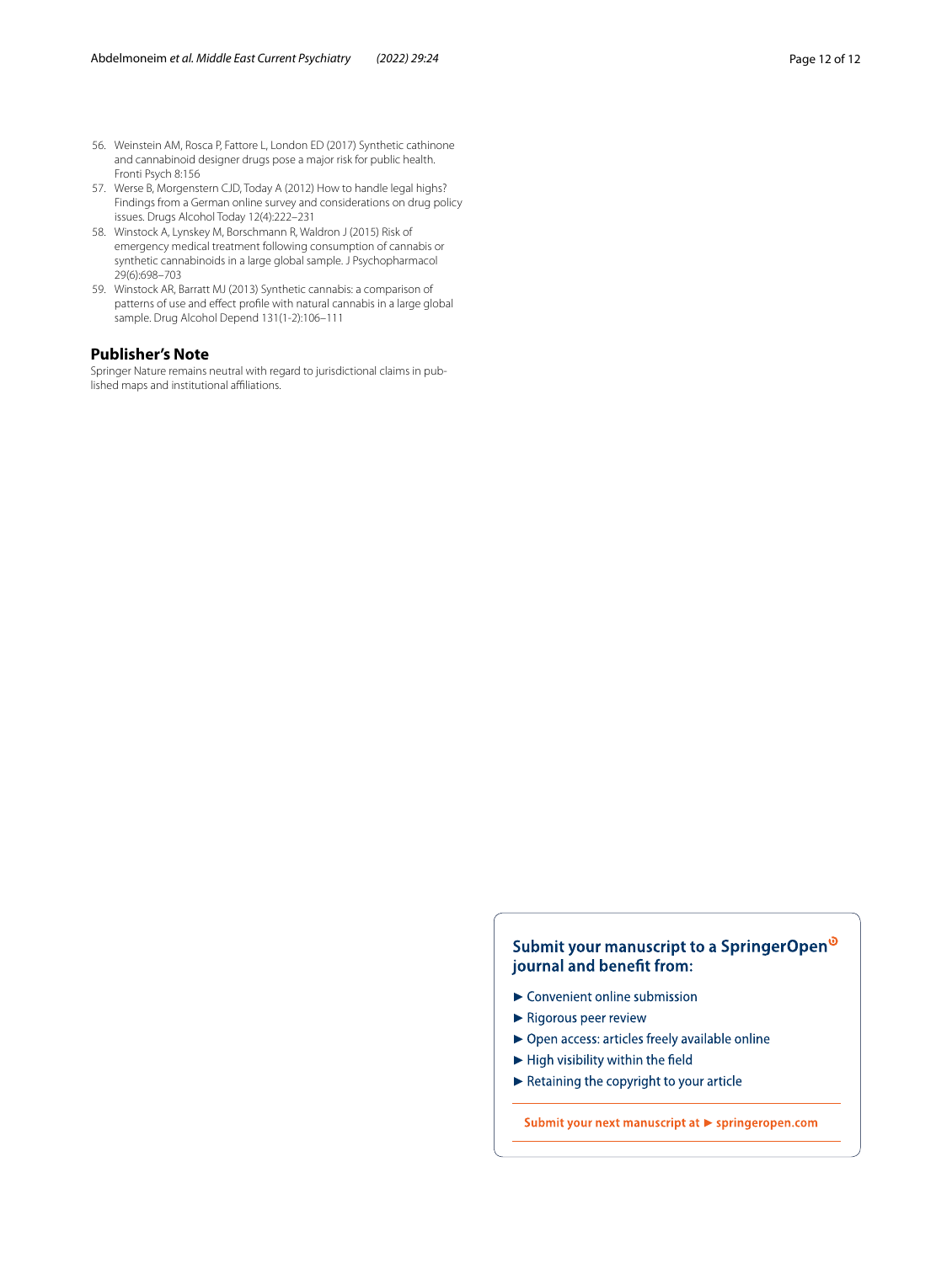56. Weinstein AM, Rosca P, Fattore L, London ED (2017) Synthetic cathinone and cannabinoid designer drugs pose a major risk for public health. Fronti Psych 8:156
57. Werse B, Morgenstern CJD, Today A (2012) How to handle legal highs? Findings from a German online survey and considerations on drug policy issues. Drugs Alcohol Today 12(4):222–231
58. Winstock A, Lynskey M, Borschmann R, Waldron J (2015) Risk of emergency medical treatment following consumption of cannabis or synthetic cannabinoids in a large global sample. J Psychopharmacol 29(6):698–703
59. Winstock AR, Barratt MJ (2013) Synthetic cannabis: a comparison of patterns of use and effect profile with natural cannabis in a large global sample. Drug Alcohol Depend 131(1-2):106–111

## Publisher's Note

Springer Nature remains neutral with regard to jurisdictional claims in published maps and institutional affiliations.

**Submit your manuscript to a SpringerOpen journal and benefit from:**

- ▶ Convenient online submission
- ▶ Rigorous peer review
- ▶ Open access: articles freely available online
- ▶ High visibility within the field
- ▶ Retaining the copyright to your article

**Submit your next manuscript at ▶ springeropen.com**